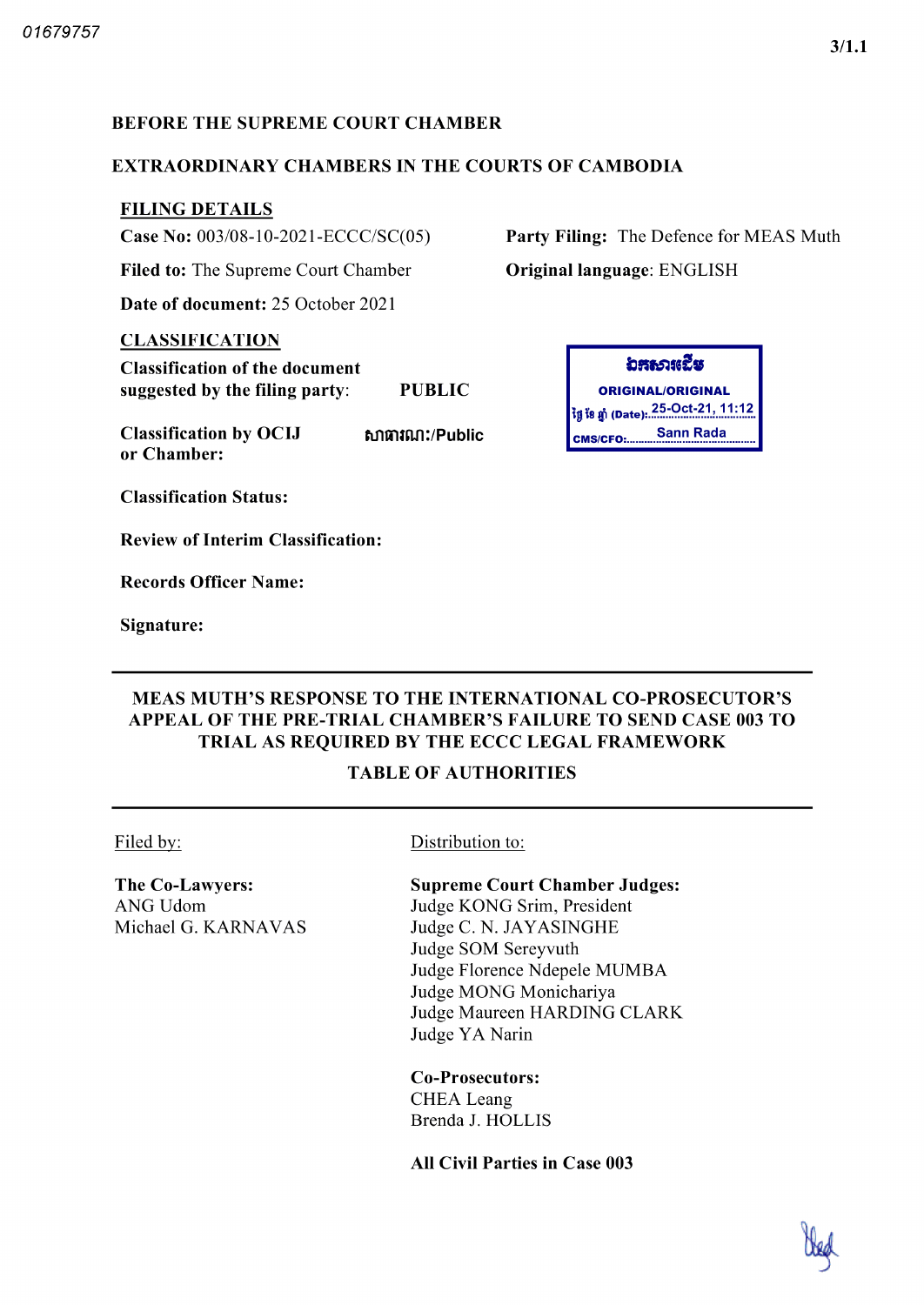01679757

3/1.1

**BEFORE THE SUPREME COURT CHAMBER**

**EXTRAORDINARY CHAMBERS IN THE COURTS OF CAMBODIA**

**FILING DETAILS**

**Case No:** 003/08-10-2021-ECCC/SC(05)

**Party Filing:** The Defence for MEAS Muth

**Filed to:** The Supreme Court Chamber

**Original language**: ENGLISH

**Date of document:** 25 October 2021

**CLASSIFICATION**

**Classification of the document suggested by the filing party:** PUBLIC

**Classification by OCIJ or Chamber:** សាធារណៈ/Public

**Classification Status:**

**Review of Interim Classification:**

**Records Officer Name:**

**Signature:**

ឯកសារដើម
ORIGINAL/ORIGINAL
ថ្ងៃ ខែ ឆ្នាំ (Date): 25-Oct-21, 11:12
CMS/CFO: Sann Rada

---

**MEAS MUTH'S RESPONSE TO THE INTERNATIONAL CO-PROSECUTOR'S APPEAL OF THE PRE-TRIAL CHAMBER'S FAILURE TO SEND CASE 003 TO TRIAL AS REQUIRED BY THE ECCC LEGAL FRAMEWORK**

**TABLE OF AUTHORITIES**

---

Filed by:

**The Co-Lawyers:**
ANG Udom
Michael G. KARNAVAS

Distribution to:

**Supreme Court Chamber Judges:**
Judge KONG Srim, President
Judge C. N. JAYASINGHE
Judge SOM Sereyvuth
Judge Florence Ndepele MUMBA
Judge MONG Monichariya
Judge Maureen HARDING CLARK
Judge YA Narin

**Co-Prosecutors:**
CHEA Leang
Brenda J. HOLLIS

**All Civil Parties in Case 003**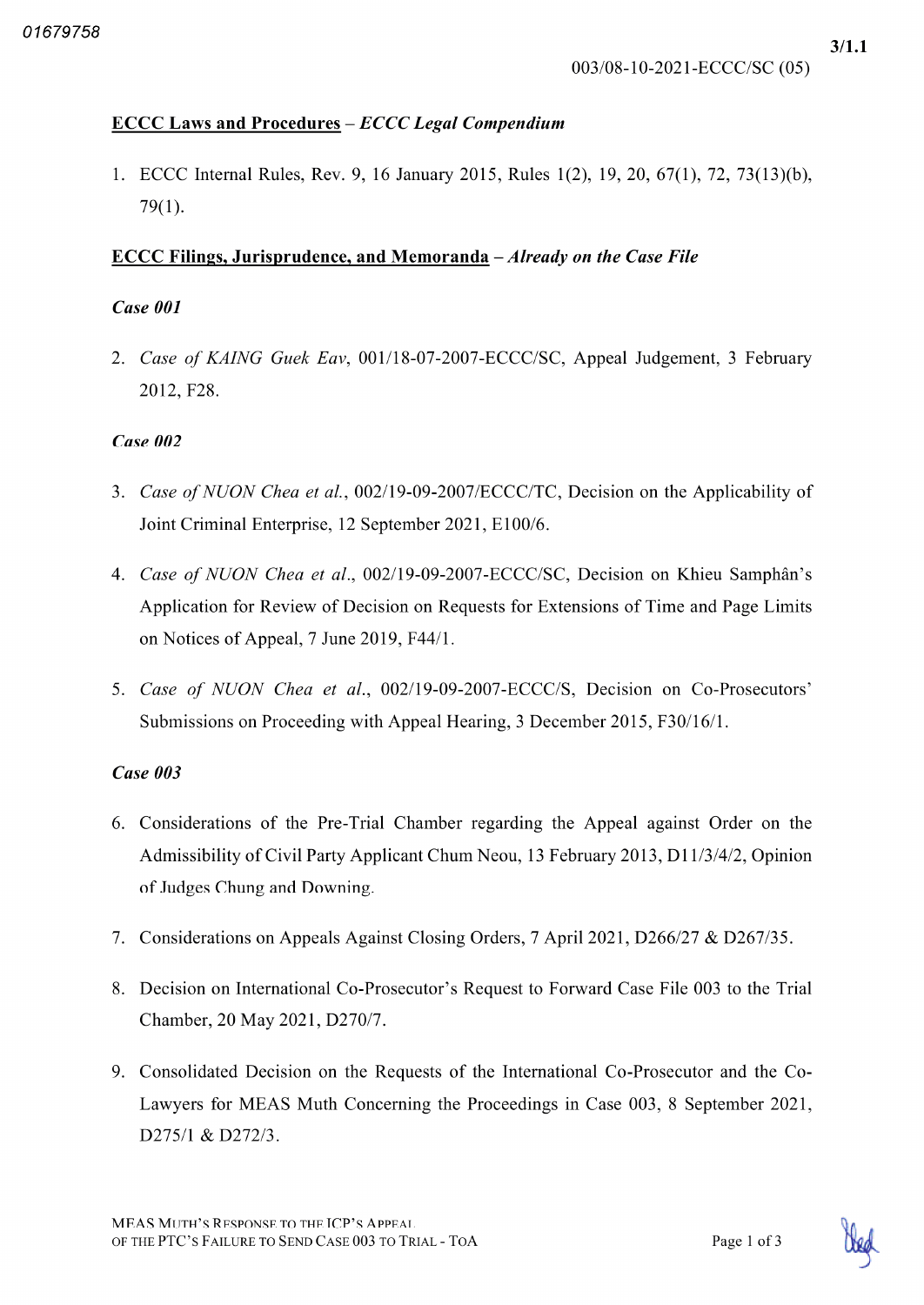## ECCC Laws and Procedures – *ECCC Legal Compendium*

1. ECCC Internal Rules, Rev. 9, 16 January 2015, Rules 1(2), 19, 20, 67(1), 72, 73(13)(b), 79(1).

## ECCC Filings, Jurisprudence, and Memoranda – *Already on the Case File*

### *Case 001*

2. *Case of KAING Guek Eav*, 001/18-07-2007-ECCC/SC, Appeal Judgement, 3 February 2012, F28.

### *Case 002*

3. *Case of NUON Chea et al.*, 002/19-09-2007/ECCC/TC, Decision on the Applicability of Joint Criminal Enterprise, 12 September 2021, E100/6.

4. *Case of NUON Chea et al*., 002/19-09-2007-ECCC/SC, Decision on Khieu Samphân's Application for Review of Decision on Requests for Extensions of Time and Page Limits on Notices of Appeal, 7 June 2019, F44/1.

5. *Case of NUON Chea et al*., 002/19-09-2007-ECCC/S, Decision on Co-Prosecutors' Submissions on Proceeding with Appeal Hearing, 3 December 2015, F30/16/1.

### *Case 003*

6. Considerations of the Pre-Trial Chamber regarding the Appeal against Order on the Admissibility of Civil Party Applicant Chum Neou, 13 February 2013, D11/3/4/2, Opinion of Judges Chung and Downing.

7. Considerations on Appeals Against Closing Orders, 7 April 2021, D266/27 & D267/35.

8. Decision on International Co-Prosecutor's Request to Forward Case File 003 to the Trial Chamber, 20 May 2021, D270/7.

9. Consolidated Decision on the Requests of the International Co-Prosecutor and the Co-Lawyers for MEAS Muth Concerning the Proceedings in Case 003, 8 September 2021, D275/1 & D272/3.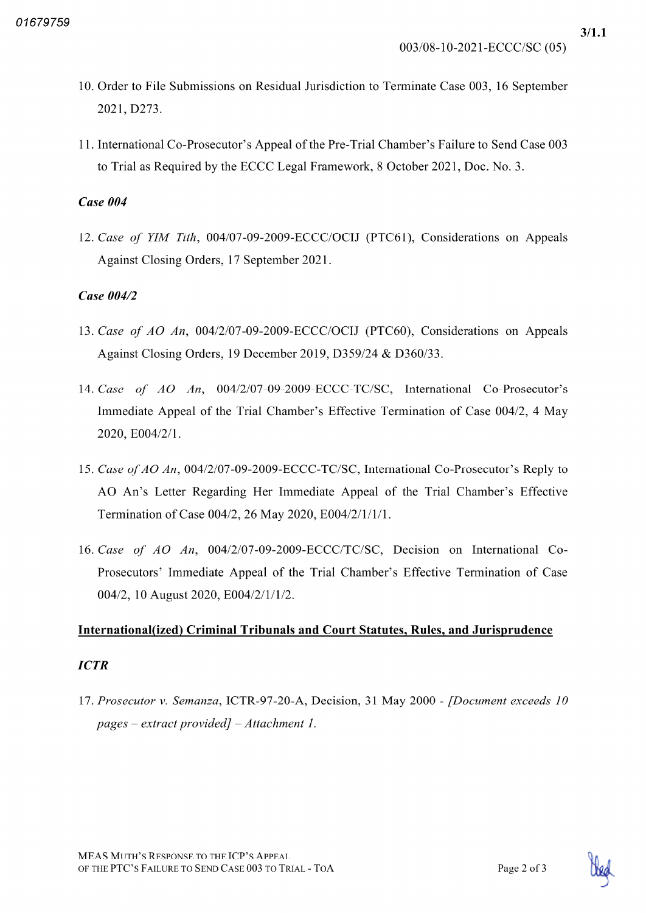10. Order to File Submissions on Residual Jurisdiction to Terminate Case 003, 16 September 2021, D273.

11. International Co-Prosecutor's Appeal of the Pre-Trial Chamber's Failure to Send Case 003 to Trial as Required by the ECCC Legal Framework, 8 October 2021, Doc. No. 3.

***Case 004***

12. *Case of YIM Tith*, 004/07-09-2009-ECCC/OCIJ (PTC61), Considerations on Appeals Against Closing Orders, 17 September 2021.

***Case 004/2***

13. *Case of AO An*, 004/2/07-09-2009-ECCC/OCIJ (PTC60), Considerations on Appeals Against Closing Orders, 19 December 2019, D359/24 & D360/33.

14. *Case of AO An*, 004/2/07-09-2009-ECCC-TC/SC, International Co-Prosecutor's Immediate Appeal of the Trial Chamber's Effective Termination of Case 004/2, 4 May 2020, E004/2/1.

15. *Case of AO An*, 004/2/07-09-2009-ECCC-TC/SC, International Co-Prosecutor's Reply to AO An's Letter Regarding Her Immediate Appeal of the Trial Chamber's Effective Termination of Case 004/2, 26 May 2020, E004/2/1/1/1.

16. *Case of AO An*, 004/2/07-09-2009-ECCC/TC/SC, Decision on International Co-Prosecutors' Immediate Appeal of the Trial Chamber's Effective Termination of Case 004/2, 10 August 2020, E004/2/1/1/2.

**<u>International(ized) Criminal Tribunals and Court Statutes, Rules, and Jurisprudence</u>**

***ICTR***

17. *Prosecutor v. Semanza*, ICTR-97-20-A, Decision, 31 May 2000 - *[Document exceeds 10 pages – extract provided] – Attachment 1.*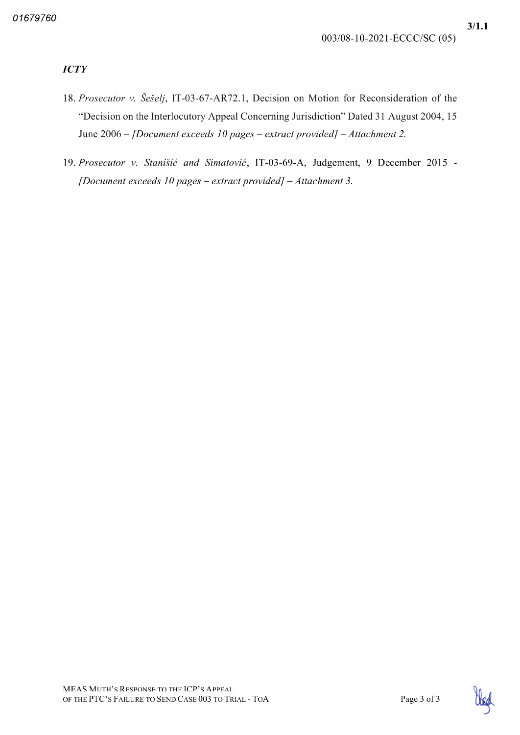### *ICTY*

18. *Prosecutor v. Šešelj*, IT-03-67-AR72.1, Decision on Motion for Reconsideration of the "Decision on the Interlocutory Appeal Concerning Jurisdiction" Dated 31 August 2004, 15 June 2006 – *[Document exceeds 10 pages – extract provided] – Attachment 2.*

19. *Prosecutor v. Stanišić and Simatović*, IT-03-69-A, Judgement, 9 December 2015 - *[Document exceeds 10 pages – extract provided] – Attachment 3.*